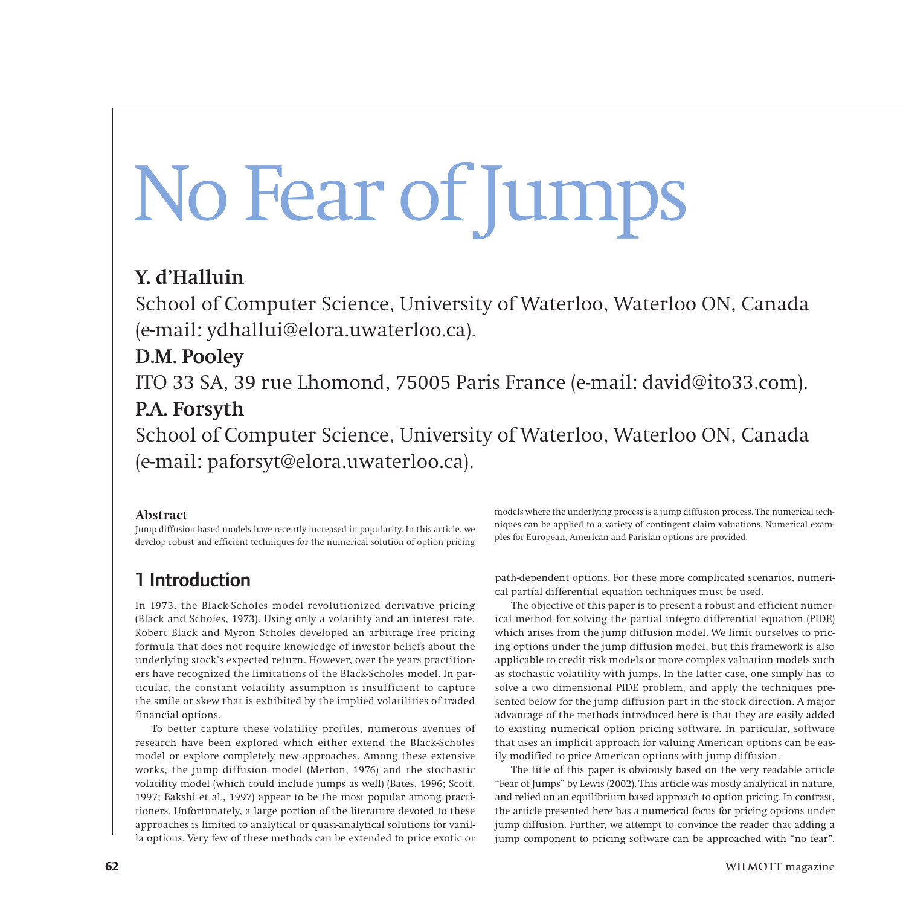# No Fear of Jumps

**Y. d'Halluin**

School of Computer Science, University of Waterloo, Waterloo ON, Canada (e-mail: ydhallui@elora.uwaterloo.ca).

**D.M. Pooley**

ITO 33 SA, 39 rue Lhomond, 75005 Paris France (e-mail: david@ito33.com).

**P.A. Forsyth**

School of Computer Science, University of Waterloo, Waterloo ON, Canada (e-mail: paforsyt@elora.uwaterloo.ca).

**Abstract**

Jump diffusion based models have recently increased in popularity. In this article, we develop robust and efficient techniques for the numerical solution of option pricing models where the underlying process is a jump diffusion process. The numerical techniques can be applied to a variety of contingent claim valuations. Numerical examples for European, American and Parisian options are provided.

## 1 Introduction

In 1973, the Black-Scholes model revolutionized derivative pricing (Black and Scholes, 1973). Using only a volatility and an interest rate, Robert Black and Myron Scholes developed an arbitrage free pricing formula that does not require knowledge of investor beliefs about the underlying stock's expected return. However, over the years practitioners have recognized the limitations of the Black-Scholes model. In particular, the constant volatility assumption is insufficient to capture the smile or skew that is exhibited by the implied volatilities of traded financial options.

To better capture these volatility profiles, numerous avenues of research have been explored which either extend the Black-Scholes model or explore completely new approaches. Among these extensive works, the jump diffusion model (Merton, 1976) and the stochastic volatility model (which could include jumps as well) (Bates, 1996; Scott, 1997; Bakshi et al., 1997) appear to be the most popular among practitioners. Unfortunately, a large portion of the literature devoted to these approaches is limited to analytical or quasi-analytical solutions for vanilla options. Very few of these methods can be extended to price exotic or path-dependent options. For these more complicated scenarios, numerical partial differential equation techniques must be used.

The objective of this paper is to present a robust and efficient numerical method for solving the partial integro differential equation (PIDE) which arises from the jump diffusion model. We limit ourselves to pricing options under the jump diffusion model, but this framework is also applicable to credit risk models or more complex valuation models such as stochastic volatility with jumps. In the latter case, one simply has to solve a two dimensional PIDE problem, and apply the techniques presented below for the jump diffusion part in the stock direction. A major advantage of the methods introduced here is that they are easily added to existing numerical option pricing software. In particular, software that uses an implicit approach for valuing American options can be easily modified to price American options with jump diffusion.

The title of this paper is obviously based on the very readable article "Fear of Jumps" by Lewis (2002). This article was mostly analytical in nature, and relied on an equilibrium based approach to option pricing. In contrast, the article presented here has a numerical focus for pricing options under jump diffusion. Further, we attempt to convince the reader that adding a jump component to pricing software can be approached with "no fear".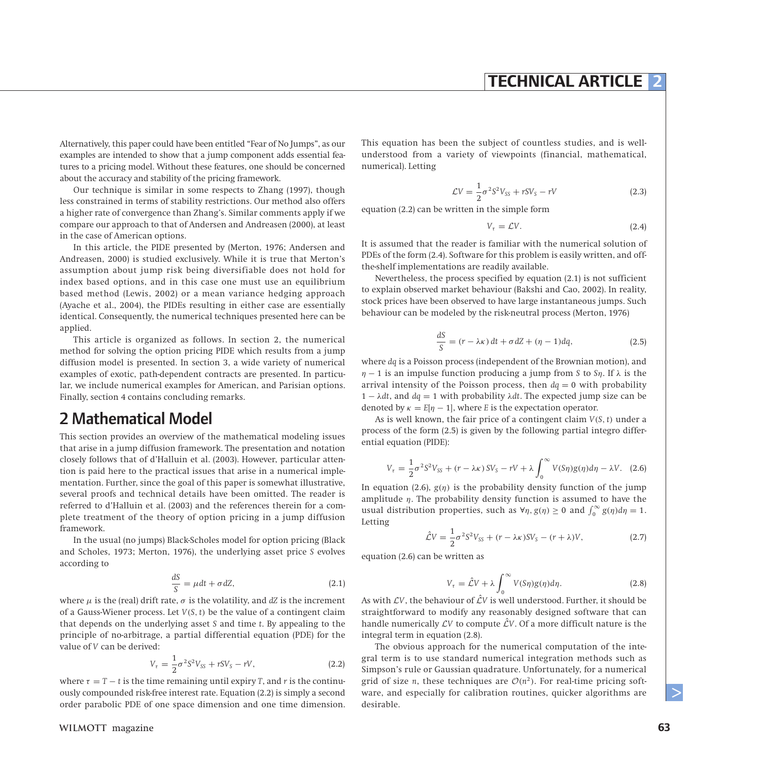Alternatively, this paper could have been entitled "Fear of No Jumps", as our examples are intended to show that a jump component adds essential features to a pricing model. Without these features, one should be concerned about the accuracy and stability of the pricing framework.

Our technique is similar in some respects to Zhang (1997), though less constrained in terms of stability restrictions. Our method also offers a higher rate of convergence than Zhang's. Similar comments apply if we compare our approach to that of Andersen and Andreasen (2000), at least in the case of American options.

In this article, the PIDE presented by (Merton, 1976; Andersen and Andreasen, 2000) is studied exclusively. While it is true that Merton's assumption about jump risk being diversifiable does not hold for index based options, and in this case one must use an equilibrium based method (Lewis, 2002) or a mean variance hedging approach (Ayache et al., 2004), the PIDEs resulting in either case are essentially identical. Consequently, the numerical techniques presented here can be applied.

This article is organized as follows. In section 2, the numerical method for solving the option pricing PIDE which results from a jump diffusion model is presented. In section 3, a wide variety of numerical examples of exotic, path-dependent contracts are presented. In particular, we include numerical examples for American, and Parisian options. Finally, section 4 contains concluding remarks.

## 2 Mathematical Model

This section provides an overview of the mathematical modeling issues that arise in a jump diffusion framework. The presentation and notation closely follows that of d'Halluin et al. (2003). However, particular attention is paid here to the practical issues that arise in a numerical implementation. Further, since the goal of this paper is somewhat illustrative, several proofs and technical details have been omitted. The reader is referred to d'Halluin et al. (2003) and the references therein for a complete treatment of the theory of option pricing in a jump diffusion framework.

In the usual (no jumps) Black-Scholes model for option pricing (Black and Scholes, 1973; Merton, 1976), the underlying asset price $S$ evolves according to

$$\frac{dS}{S} = \mu dt + \sigma dZ, \tag{2.1}$$

where $\mu$ is the (real) drift rate, $\sigma$ is the volatility, and $dZ$ is the increment of a Gauss-Wiener process. Let $V(S, t)$ be the value of a contingent claim that depends on the underlying asset $S$ and time $t$. By appealing to the principle of no-arbitrage, a partial differential equation (PDE) for the value of $V$ can be derived:

$$V_\tau = \frac{1}{2}\sigma^2 S^2 V_{SS} + rSV_S - rV, \tag{2.2}$$

where $\tau = T - t$ is the time remaining until expiry $T$, and $r$ is the continuously compounded risk-free interest rate. Equation (2.2) is simply a second order parabolic PDE of one space dimension and one time dimension. This equation has been the subject of countless studies, and is well-understood from a variety of viewpoints (financial, mathematical, numerical). Letting

$$\mathcal{L}V = \frac{1}{2}\sigma^2 S^2 V_{SS} + rSV_S - rV \tag{2.3}$$

equation (2.2) can be written in the simple form

$$V_\tau = \mathcal{L}V. \tag{2.4}$$

It is assumed that the reader is familiar with the numerical solution of PDEs of the form (2.4). Software for this problem is easily written, and off-the-shelf implementations are readily available.

Nevertheless, the process specified by equation (2.1) is not sufficient to explain observed market behaviour (Bakshi and Cao, 2002). In reality, stock prices have been observed to have large instantaneous jumps. Such behaviour can be modeled by the risk-neutral process (Merton, 1976)

$$\frac{dS}{S} = (r - \lambda\kappa)\, dt + \sigma\, dZ + (\eta - 1)dq, \tag{2.5}$$

where $dq$ is a Poisson process (independent of the Brownian motion), and $\eta - 1$ is an impulse function producing a jump from $S$ to $S\eta$. If $\lambda$ is the arrival intensity of the Poisson process, then $dq = 0$ with probability $1 - \lambda dt$, and $dq = 1$ with probability $\lambda dt$. The expected jump size can be denoted by $\kappa = E[\eta - 1]$, where $E$ is the expectation operator.

As is well known, the fair price of a contingent claim $V(S, t)$ under a process of the form (2.5) is given by the following partial integro differential equation (PIDE):

$$V_\tau = \frac{1}{2}\sigma^2 S^2 V_{SS} + (r - \lambda\kappa)\, SV_S - rV + \lambda \int_0^\infty V(S\eta)g(\eta)d\eta - \lambda V. \tag{2.6}$$

In equation (2.6), $g(\eta)$ is the probability density function of the jump amplitude $\eta$. The probability density function is assumed to have the usual distribution properties, such as $\forall \eta, g(\eta) \geq 0$ and $\int_0^\infty g(\eta)d\eta = 1$. Letting

$$\hat{\mathcal{L}}V = \frac{1}{2}\sigma^2 S^2 V_{SS} + (r - \lambda\kappa)SV_S - (r + \lambda)V, \tag{2.7}$$

equation (2.6) can be written as

$$V_\tau = \hat{\mathcal{L}}V + \lambda \int_0^\infty V(S\eta)g(\eta)d\eta. \tag{2.8}$$

As with $\mathcal{L}V$, the behaviour of $\hat{\mathcal{L}}V$ is well understood. Further, it should be straightforward to modify any reasonably designed software that can handle numerically $\mathcal{L}V$ to compute $\hat{\mathcal{L}}V$. Of a more difficult nature is the integral term in equation (2.8).

The obvious approach for the numerical computation of the integral term is to use standard numerical integration methods such as Simpson's rule or Gaussian quadrature. Unfortunately, for a numerical grid of size $n$, these techniques are $\mathcal{O}(n^2)$. For real-time pricing software, and especially for calibration routines, quicker algorithms are desirable.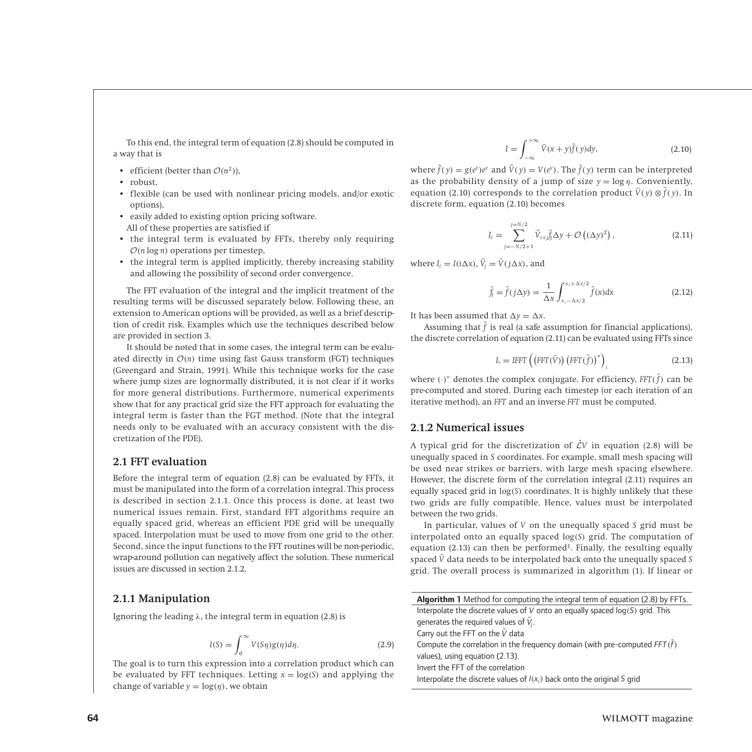To this end, the integral term of equation (2.8) should be computed in a way that is

- efficient (better than $\mathcal{O}(n^2)$),
- robust,
- flexible (can be used with nonlinear pricing models, and/or exotic options),
- easily added to existing option pricing software.

All of these properties are satisfied if

- the integral term is evaluated by FFTs, thereby only requiring $\mathcal{O}(n \log n)$ operations per timestep,
- the integral term is applied implicitly, thereby increasing stability and allowing the possibility of second order convergence.

The FFT evaluation of the integral and the implicit treatment of the resulting terms will be discussed separately below. Following these, an extension to American options will be provided, as well as a brief description of credit risk. Examples which use the techniques described below are provided in section 3.

It should be noted that in some cases, the integral term can be evaluated directly in $\mathcal{O}(n)$ time using fast Gauss transform (FGT) techniques (Greengard and Strain, 1991). While this technique works for the case where jump sizes are lognormally distributed, it is not clear if it works for more general distributions. Furthermore, numerical experiments show that for any practical grid size the FFT approach for evaluating the integral term is faster than the FGT method. (Note that the integral needs only to be evaluated with an accuracy consistent with the discretization of the PDE).

## 2.1 FFT evaluation

Before the integral term of equation (2.8) can be evaluated by FFTs, it must be manipulated into the form of a correlation integral. This process is described in section 2.1.1. Once this process is done, at least two numerical issues remain. First, standard FFT algorithms require an equally spaced grid, whereas an efficient PDE grid will be unequally spaced. Interpolation must be used to move from one grid to the other. Second, since the input functions to the FFT routines will be non-periodic, wrap-around pollution can negatively affect the solution. These numerical issues are discussed in section 2.1.2.

### 2.1.1 Manipulation

Ignoring the leading $\lambda$, the integral term in equation (2.8) is

$$I(S) = \int_0^{\infty} V(S\eta) g(\eta) d\eta. \tag{2.9}$$

The goal is to turn this expression into a correlation product which can be evaluated by FFT techniques. Letting $x = \log(S)$ and applying the change of variable $y = \log(\eta)$, we obtain

$$I = \int_{-\infty}^{+\infty} \bar{V}(x + y) \bar{f}(y) dy, \tag{2.10}$$

where $\bar{f}(y) = g(e^y)e^y$ and $\bar{V}(y) = V(e^y)$. The $\bar{f}(y)$ term can be interpreted as the probability density of a jump of size $y = \log \eta$. Conveniently, equation (2.10) corresponds to the correlation product $\bar{V}(y) \otimes \bar{f}(y)$. In discrete form, equation (2.10) becomes

$$I_i = \sum_{j=-N/2+1}^{j=N/2} \bar{V}_{i+j} \bar{f}_j \Delta y + \mathcal{O}\left((\Delta y)^2\right), \tag{2.11}$$

where $I_i = I(i\Delta x)$, $\bar{V}_j = \bar{V}(j\Delta x)$, and

$$\bar{f}_j = \bar{f}(j\Delta y) = \frac{1}{\Delta x} \int_{x_j - \Delta x/2}^{x_j + \Delta x/2} \bar{f}(x) dx \tag{2.12}$$

It has been assumed that $\Delta y = \Delta x$.

Assuming that $\bar{f}$ is real (a safe assumption for financial applications), the discrete correlation of equation (2.11) can be evaluated using FFTs since

$$I_i = IFFT\left( \left(FFT(\bar{V})\right) \left(FFT(\bar{f})\right)^* \right)_i \tag{2.13}$$

where $(\cdot)^*$ denotes the complex conjugate. For efficiency, $FFT(\bar{f})$ can be pre-computed and stored. During each timestep (or each iteration of an iterative method), an *FFT* and an inverse *FFT* must be computed.

### 2.1.2 Numerical issues

A typical grid for the discretization of $\hat{\mathcal{L}}V$ in equation (2.8) will be unequally spaced in $S$ coordinates. For example, small mesh spacing will be used near strikes or barriers, with large mesh spacing elsewhere. However, the discrete form of the correlation integral (2.11) requires an equally spaced grid in $\log(S)$ coordinates. It is highly unlikely that these two grids are fully compatible. Hence, values must be interpolated between the two grids.

In particular, values of $V$ on the unequally spaced $S$ grid must be interpolated onto an equally spaced $\log(S)$ grid. The computation of equation (2.13) can then be performed[1]. Finally, the resulting equally spaced $\bar{V}$ data needs to be interpolated back onto the unequally spaced $S$ grid. The overall process is summarized in algorithm (1). If linear or

**Algorithm 1** Method for computing the integral term of equation (2.8) by FFTs.

Interpolate the discrete values of $V$ onto an equally spaced $\log(S)$ grid. This generates the required values of $\bar{V}_j$.
Carry out the FFT on the $\bar{V}$ data
Compute the correlation in the frequency domain (with pre-computed $FFT(\bar{f})$ values), using equation (2.13).
Invert the FFT of the correlation
Interpolate the discrete values of $I(x_i)$ back onto the original $S$ grid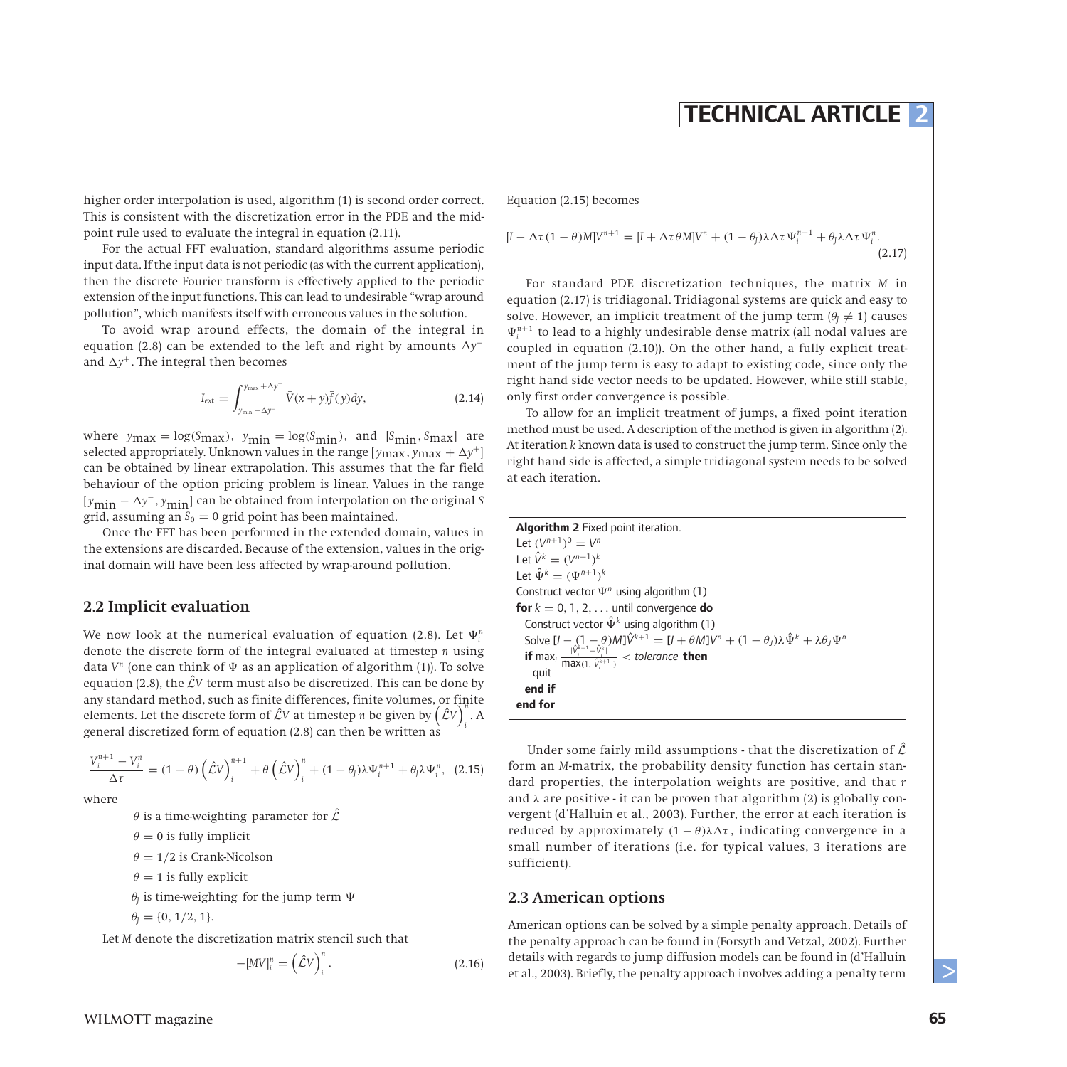higher order interpolation is used, algorithm (1) is second order correct. This is consistent with the discretization error in the PDE and the midpoint rule used to evaluate the integral in equation (2.11).

For the actual FFT evaluation, standard algorithms assume periodic input data. If the input data is not periodic (as with the current application), then the discrete Fourier transform is effectively applied to the periodic extension of the input functions. This can lead to undesirable "wrap around pollution", which manifests itself with erroneous values in the solution.

To avoid wrap around effects, the domain of the integral in equation (2.8) can be extended to the left and right by amounts $\Delta y^-$ and $\Delta y^+$. The integral then becomes

$$I_{ext} = \int_{y_{\min}-\Delta y^-}^{y_{\max}+\Delta y^+} \bar{V}(x+y)\bar{f}(y)dy, \tag{2.14}$$

where $y_{\max} = \log(S_{\max})$, $y_{\min} = \log(S_{\min})$, and $[S_{\min}, S_{\max}]$ are selected appropriately. Unknown values in the range $[y_{\max}, y_{\max} + \Delta y^+]$ can be obtained by linear extrapolation. This assumes that the far field behaviour of the option pricing problem is linear. Values in the range $[y_{\min} - \Delta y^-, y_{\min}]$ can be obtained from interpolation on the original $S$ grid, assuming an $S_0 = 0$ grid point has been maintained.

Once the FFT has been performed in the extended domain, values in the extensions are discarded. Because of the extension, values in the original domain will have been less affected by wrap-around pollution.

## 2.2 Implicit evaluation

We now look at the numerical evaluation of equation (2.8). Let $\Psi_i^n$ denote the discrete form of the integral evaluated at timestep $n$ using data $V^n$ (one can think of $\Psi$ as an application of algorithm (1)). To solve equation (2.8), the $\hat{\mathcal{L}}V$ term must also be discretized. This can be done by any standard method, such as finite differences, finite volumes, or finite elements. Let the discrete form of $\hat{\mathcal{L}}V$ at timestep $n$ be given by $\left(\hat{\mathcal{L}}V\right)_i^n$. A general discretized form of equation (2.8) can then be written as

$$\frac{V_i^{n+1} - V_i^n}{\Delta\tau} = (1-\theta)\left(\hat{\mathcal{L}}V\right)_i^{n+1} + \theta\left(\hat{\mathcal{L}}V\right)_i^n + (1-\theta_J)\lambda\Psi_i^{n+1} + \theta_J\lambda\Psi_i^n, \tag{2.15}$$

where

- $\theta$ is a time-weighting parameter for $\hat{\mathcal{L}}$
- $\theta = 0$ is fully implicit
- $\theta = 1/2$ is Crank-Nicolson
- $\theta = 1$ is fully explicit
- $\theta_J$ is time-weighting for the jump term $\Psi$
- $\theta_J = \{0, 1/2, 1\}$.

Let $M$ denote the discretization matrix stencil such that

$$-[MV]_i^n = \left(\hat{\mathcal{L}}V\right)_i^n. \tag{2.16}$$

Equation (2.15) becomes

$$[I - \Delta\tau(1-\theta)M]V^{n+1} = [I + \Delta\tau\theta M]V^n + (1-\theta_J)\lambda\Delta\tau\Psi_i^{n+1} + \theta_J\lambda\Delta\tau\Psi_i^n. \tag{2.17}$$

For standard PDE discretization techniques, the matrix $M$ in equation (2.17) is tridiagonal. Tridiagonal systems are quick and easy to solve. However, an implicit treatment of the jump term ($\theta_J \neq 1$) causes $\Psi_i^{n+1}$ to lead to a highly undesirable dense matrix (all nodal values are coupled in equation (2.10)). On the other hand, a fully explicit treatment of the jump term is easy to adapt to existing code, since only the right hand side vector needs to be updated. However, while still stable, only first order convergence is possible.

To allow for an implicit treatment of jumps, a fixed point iteration method must be used. A description of the method is given in algorithm (2). At iteration $k$ known data is used to construct the jump term. Since only the right hand side is affected, a simple tridiagonal system needs to be solved at each iteration.

**Algorithm 2** Fixed point iteration.

```
Let (V^{n+1})^0 = V^n
Let V̂^k = (V^{n+1})^k
Let Ψ̂^k = (Ψ^{n+1})^k
Construct vector Ψ^n using algorithm (1)
for k = 0, 1, 2, ... until convergence do
  Construct vector Ψ̂^k using algorithm (1)
  Solve [I − (1 − θ)M]V̂^{k+1} = [I + θM]V^n + (1 − θ_J)λΨ̂^k + λθ_J Ψ^n
  if max_i |V̂_i^{k+1} − V̂_i^k| / max(1, |V̂_i^{k+1}|) < tolerance then
    quit
  end if
end for
```

Under some fairly mild assumptions - that the discretization of $\hat{\mathcal{L}}$ form an $M$-matrix, the probability density function has certain standard properties, the interpolation weights are positive, and that $r$ and $\lambda$ are positive - it can be proven that algorithm (2) is globally convergent (d'Halluin et al., 2003). Further, the error at each iteration is reduced by approximately $(1-\theta)\lambda\Delta\tau$, indicating convergence in a small number of iterations (i.e. for typical values, 3 iterations are sufficient).

## 2.3 American options

American options can be solved by a simple penalty approach. Details of the penalty approach can be found in (Forsyth and Vetzal, 2002). Further details with regards to jump diffusion models can be found in (d'Halluin et al., 2003). Briefly, the penalty approach involves adding a penalty term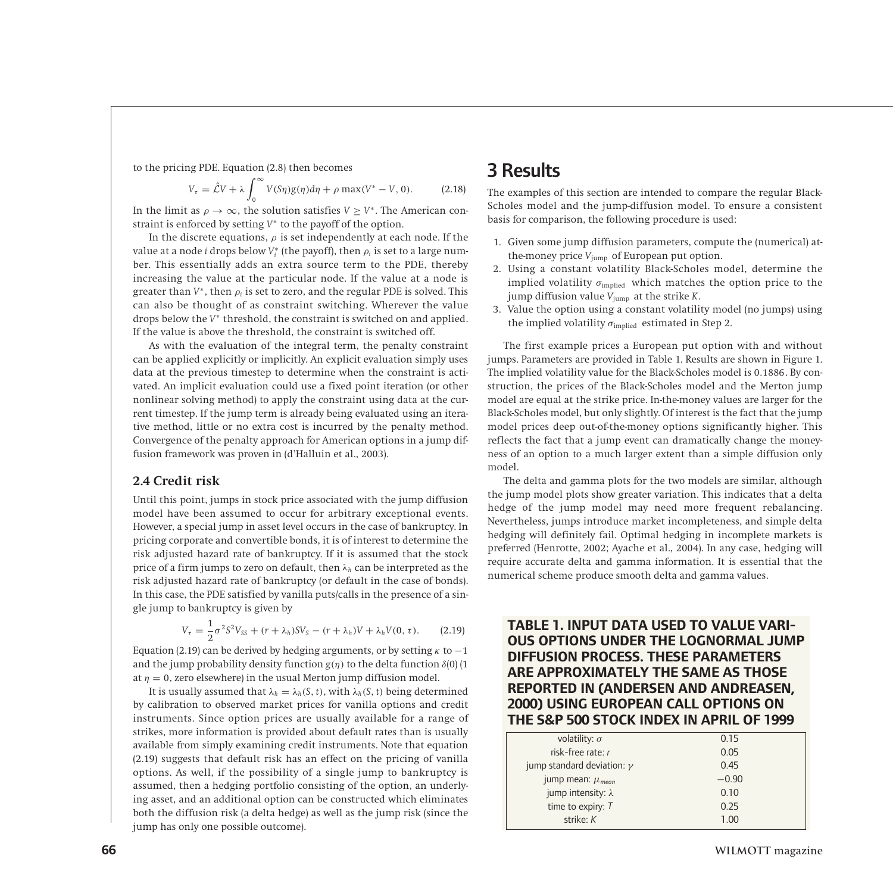to the pricing PDE. Equation (2.8) then becomes

$$V_\tau = \hat{\mathcal{L}}V + \lambda \int_0^\infty V(S\eta)g(\eta)d\eta + \rho \max(V^* - V, 0). \tag{2.18}$$

In the limit as $\rho \to \infty$, the solution satisfies $V \geq V^*$. The American constraint is enforced by setting $V^*$ to the payoff of the option.

In the discrete equations, $\rho$ is set independently at each node. If the value at a node $i$ drops below $V_i^*$ (the payoff), then $\rho_i$ is set to a large number. This essentially adds an extra source term to the PDE, thereby increasing the value at the particular node. If the value at a node is greater than $V^*$, then $\rho_i$ is set to zero, and the regular PDE is solved. This can also be thought of as constraint switching. Wherever the value drops below the $V^*$ threshold, the constraint is switched on and applied. If the value is above the threshold, the constraint is switched off.

As with the evaluation of the integral term, the penalty constraint can be applied explicitly or implicitly. An explicit evaluation simply uses data at the previous timestep to determine when the constraint is activated. An implicit evaluation could use a fixed point iteration (or other nonlinear solving method) to apply the constraint using data at the current timestep. If the jump term is already being evaluated using an iterative method, little or no extra cost is incurred by the penalty method. Convergence of the penalty approach for American options in a jump diffusion framework was proven in (d'Halluin et al., 2003).

## 2.4 Credit risk

Until this point, jumps in stock price associated with the jump diffusion model have been assumed to occur for arbitrary exceptional events. However, a special jump in asset level occurs in the case of bankruptcy. In pricing corporate and convertible bonds, it is of interest to determine the risk adjusted hazard rate of bankruptcy. If it is assumed that the stock price of a firm jumps to zero on default, then $\lambda_h$ can be interpreted as the risk adjusted hazard rate of bankruptcy (or default in the case of bonds). In this case, the PDE satisfied by vanilla puts/calls in the presence of a single jump to bankruptcy is given by

$$V_\tau = \frac{1}{2}\sigma^2 S^2 V_{SS} + (r + \lambda_h)SV_S - (r + \lambda_h)V + \lambda_h V(0, \tau). \tag{2.19}$$

Equation (2.19) can be derived by hedging arguments, or by setting $\kappa$ to $-1$ and the jump probability density function $g(\eta)$ to the delta function $\delta(0)$ (1 at $\eta = 0$, zero elsewhere) in the usual Merton jump diffusion model.

It is usually assumed that $\lambda_h = \lambda_h(S, t)$, with $\lambda_h(S, t)$ being determined by calibration to observed market prices for vanilla options and credit instruments. Since option prices are usually available for a range of strikes, more information is provided about default rates than is usually available from simply examining credit instruments. Note that equation (2.19) suggests that default risk has an effect on the pricing of vanilla options. As well, if the possibility of a single jump to bankruptcy is assumed, then a hedging portfolio consisting of the option, an underlying asset, and an additional option can be constructed which eliminates both the diffusion risk (a delta hedge) as well as the jump risk (since the jump has only one possible outcome).

# 3 Results

The examples of this section are intended to compare the regular Black-Scholes model and the jump-diffusion model. To ensure a consistent basis for comparison, the following procedure is used:

1. Given some jump diffusion parameters, compute the (numerical) at-the-money price $V_{\text{jump}}$ of European put option.
2. Using a constant volatility Black-Scholes model, determine the implied volatility $\sigma_{\text{implied}}$ which matches the option price to the jump diffusion value $V_{\text{jump}}$ at the strike $K$.
3. Value the option using a constant volatility model (no jumps) using the implied volatility $\sigma_{\text{implied}}$ estimated in Step 2.

The first example prices a European put option with and without jumps. Parameters are provided in Table 1. Results are shown in Figure 1. The implied volatility value for the Black-Scholes model is 0.1886. By construction, the prices of the Black-Scholes model and the Merton jump model are equal at the strike price. In-the-money values are larger for the Black-Scholes model, but only slightly. Of interest is the fact that the jump model prices deep out-of-the-money options significantly higher. This reflects the fact that a jump event can dramatically change the moneyness of an option to a much larger extent than a simple diffusion only model.

The delta and gamma plots for the two models are similar, although the jump model plots show greater variation. This indicates that a delta hedge of the jump model may need more frequent rebalancing. Nevertheless, jumps introduce market incompleteness, and simple delta hedging will definitely fail. Optimal hedging in incomplete markets is preferred (Henrotte, 2002; Ayache et al., 2004). In any case, hedging will require accurate delta and gamma information. It is essential that the numerical scheme produce smooth delta and gamma values.

**TABLE 1. INPUT DATA USED TO VALUE VARIOUS OPTIONS UNDER THE LOGNORMAL JUMP DIFFUSION PROCESS. THESE PARAMETERS ARE APPROXIMATELY THE SAME AS THOSE REPORTED IN (ANDERSEN AND ANDREASEN, 2000) USING EUROPEAN CALL OPTIONS ON THE S&P 500 STOCK INDEX IN APRIL OF 1999**

| | |
|---|---|
| volatility: $\sigma$ | 0.15 |
| risk-free rate: $r$ | 0.05 |
| jump standard deviation: $\gamma$ | 0.45 |
| jump mean: $\mu_{mean}$ | $-0.90$ |
| jump intensity: $\lambda$ | 0.10 |
| time to expiry: $T$ | 0.25 |
| strike: $K$ | 1.00 |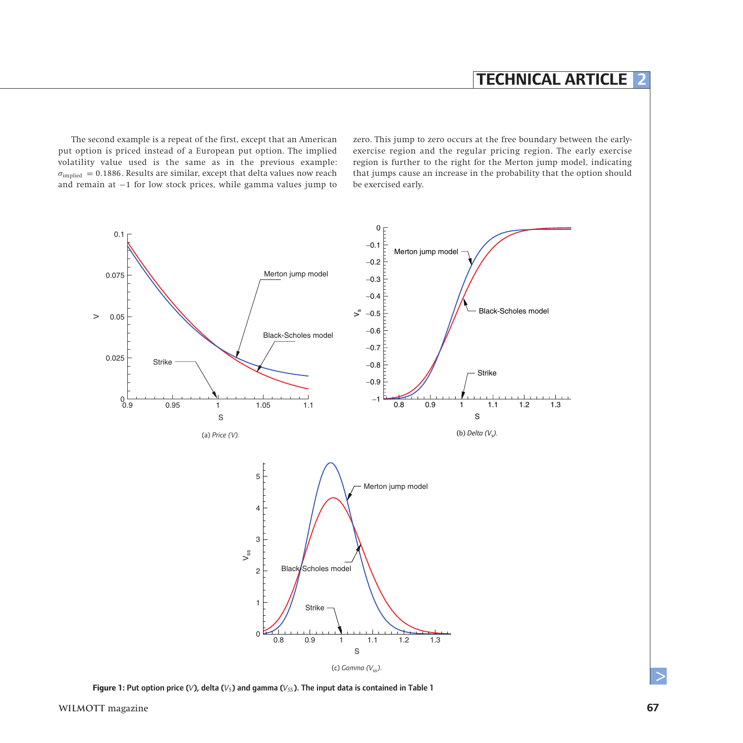The second example is a repeat of the first, except that an American put option is priced instead of a European put option. The implied volatility value used is the same as in the previous example: $\sigma_{\text{implied}} = 0.1886$. Results are similar, except that delta values now reach and remain at $-1$ for low stock prices, while gamma values jump to zero. This jump to zero occurs at the free boundary between the early-exercise region and the regular pricing region. The early exercise region is further to the right for the Merton jump model, indicating that jumps cause an increase in the probability that the option should be exercised early.

(a) *Price (V).*

(b) *Delta ($V_s$).*

(c) *Gamma ($V_{ss}$).*

**Figure 1: Put option price ($V$), delta ($V_S$) and gamma ($V_{SS}$). The input data is contained in Table 1**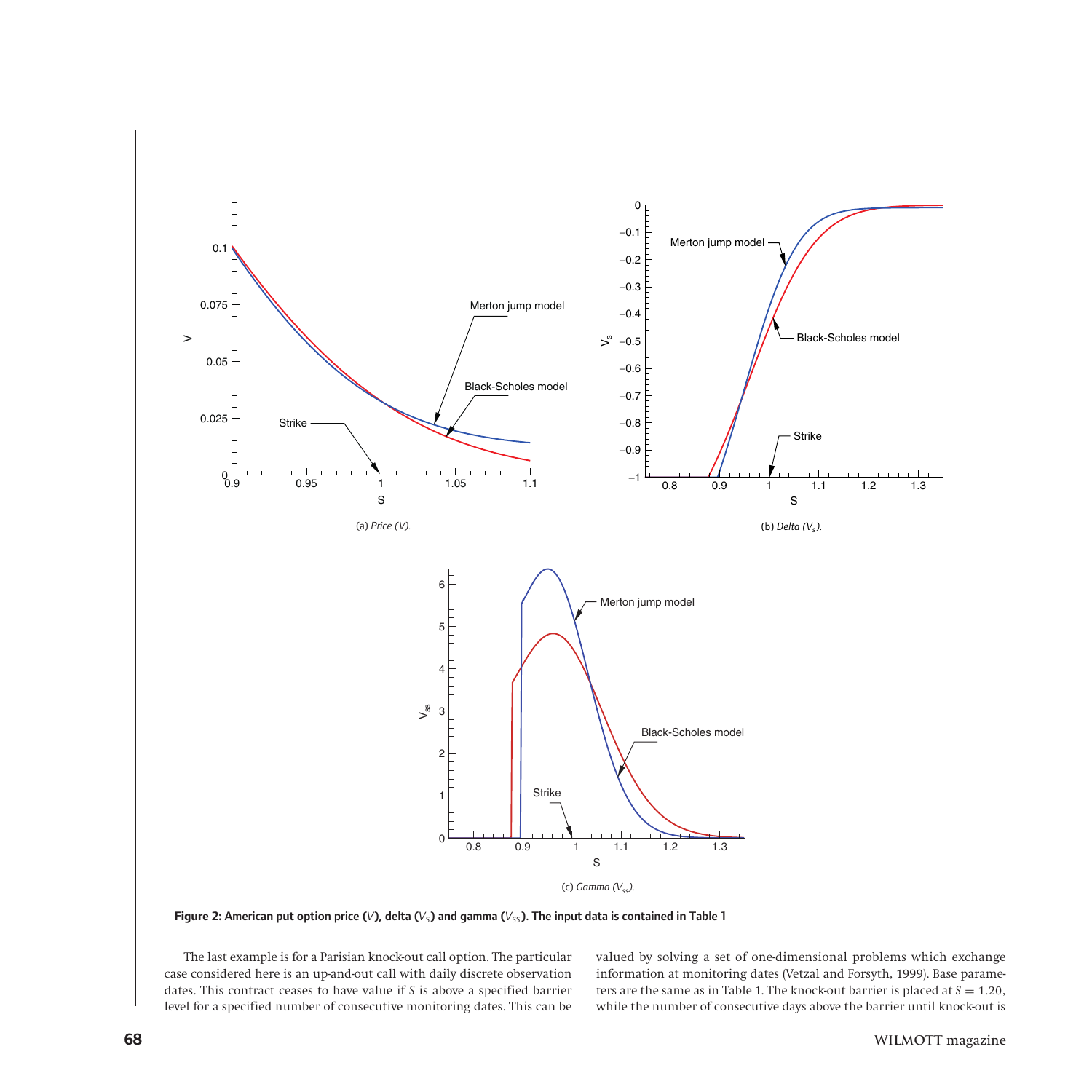(a) *Price (V).*

(b) *Delta ($V_S$).*

(c) *Gamma ($V_{SS}$).*

**Figure 2: American put option price ($V$), delta ($V_S$) and gamma ($V_{SS}$). The input data is contained in Table 1**

The last example is for a Parisian knock-out call option. The particular case considered here is an up-and-out call with daily discrete observation dates. This contract ceases to have value if $S$ is above a specified barrier level for a specified number of consecutive monitoring dates. This can be valued by solving a set of one-dimensional problems which exchange information at monitoring dates (Vetzal and Forsyth, 1999). Base parameters are the same as in Table 1. The knock-out barrier is placed at $S = 1.20$, while the number of consecutive days above the barrier until knock-out is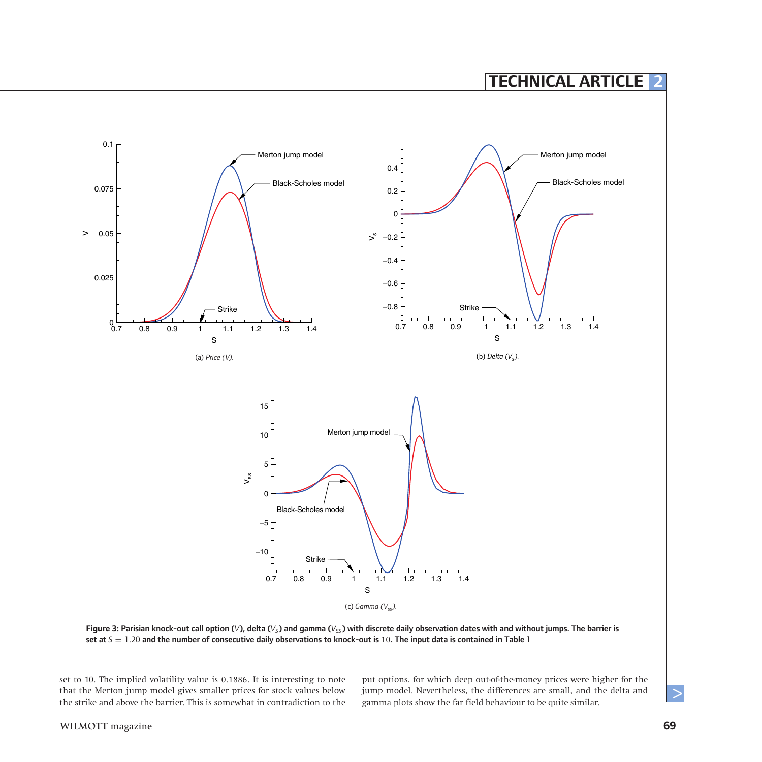(a) *Price (V).*

(b) *Delta ($V_s$).*

(c) *Gamma ($V_{ss}$).*

**Figure 3: Parisian knock-out call option ($V$), delta ($V_S$) and gamma ($V_{SS}$) with discrete daily observation dates with and without jumps. The barrier is set at $S = 1.20$ and the number of consecutive daily observations to knock-out is 10. The input data is contained in Table 1**

set to 10. The implied volatility value is 0.1886. It is interesting to note that the Merton jump model gives smaller prices for stock values below the strike and above the barrier. This is somewhat in contradiction to the put options, for which deep out-of-the-money prices were higher for the jump model. Nevertheless, the differences are small, and the delta and gamma plots show the far field behaviour to be quite similar.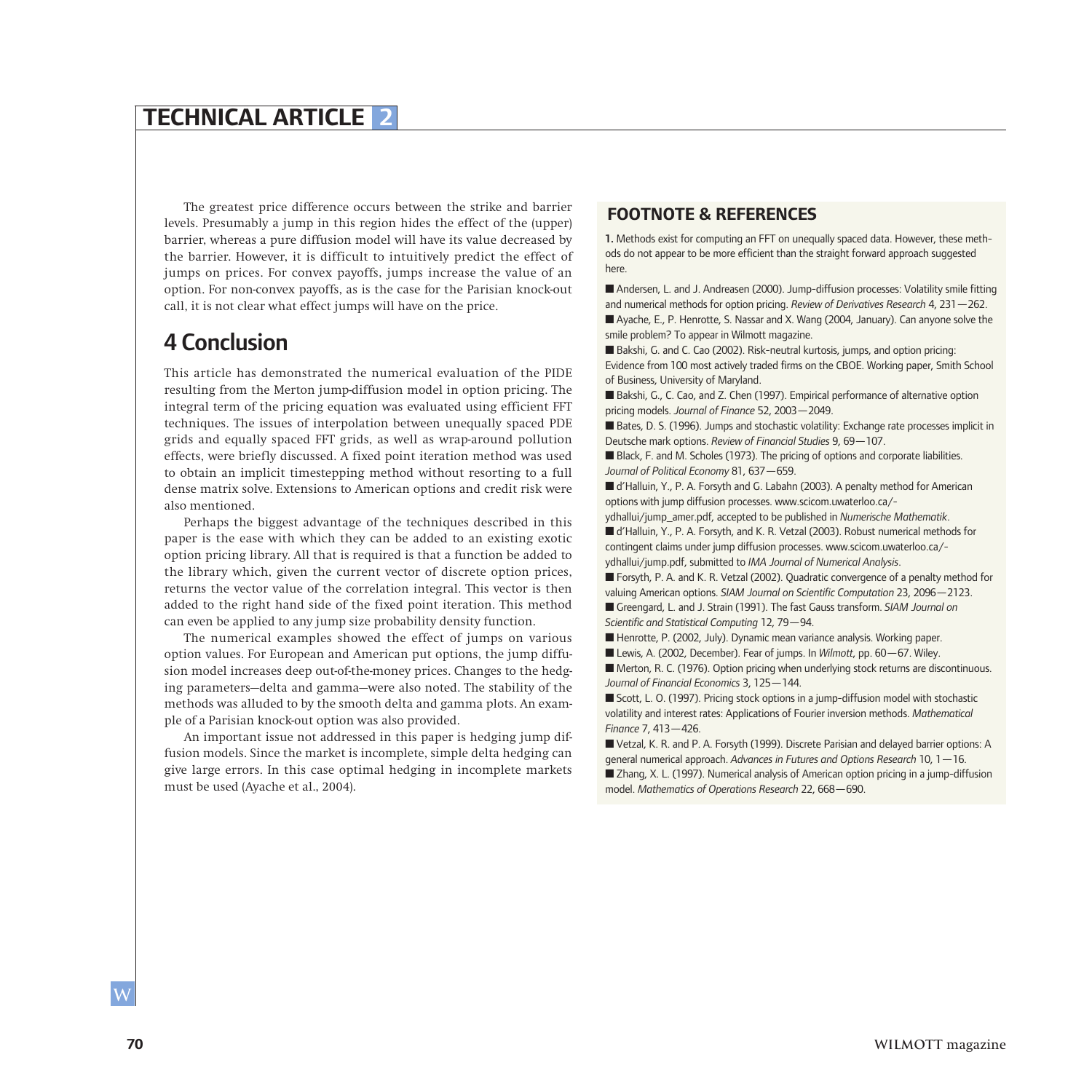The greatest price difference occurs between the strike and barrier levels. Presumably a jump in this region hides the effect of the (upper) barrier, whereas a pure diffusion model will have its value decreased by the barrier. However, it is difficult to intuitively predict the effect of jumps on prices. For convex payoffs, jumps increase the value of an option. For non-convex payoffs, as is the case for the Parisian knock-out call, it is not clear what effect jumps will have on the price.

## 4 Conclusion

This article has demonstrated the numerical evaluation of the PIDE resulting from the Merton jump-diffusion model in option pricing. The integral term of the pricing equation was evaluated using efficient FFT techniques. The issues of interpolation between unequally spaced PDE grids and equally spaced FFT grids, as well as wrap-around pollution effects, were briefly discussed. A fixed point iteration method was used to obtain an implicit timestepping method without resorting to a full dense matrix solve. Extensions to American options and credit risk were also mentioned.

Perhaps the biggest advantage of the techniques described in this paper is the ease with which they can be added to an existing exotic option pricing library. All that is required is that a function be added to the library which, given the current vector of discrete option prices, returns the vector value of the correlation integral. This vector is then added to the right hand side of the fixed point iteration. This method can even be applied to any jump size probability density function.

The numerical examples showed the effect of jumps on various option values. For European and American put options, the jump diffusion model increases deep out-of-the-money prices. Changes to the hedging parameters—delta and gamma—were also noted. The stability of the methods was alluded to by the smooth delta and gamma plots. An example of a Parisian knock-out option was also provided.

An important issue not addressed in this paper is hedging jump diffusion models. Since the market is incomplete, simple delta hedging can give large errors. In this case optimal hedging in incomplete markets must be used (Ayache et al., 2004).

## FOOTNOTE & REFERENCES

**1.** Methods exist for computing an FFT on unequally spaced data. However, these methods do not appear to be more efficient than the straight forward approach suggested here.

- Andersen, L. and J. Andreasen (2000). Jump-diffusion processes: Volatility smile fitting and numerical methods for option pricing. *Review of Derivatives Research* 4, 231—262.
- Ayache, E., P. Henrotte, S. Nassar and X. Wang (2004, January). Can anyone solve the smile problem? To appear in Wilmott magazine.
- Bakshi, G. and C. Cao (2002). Risk-neutral kurtosis, jumps, and option pricing: Evidence from 100 most actively traded firms on the CBOE. Working paper, Smith School of Business, University of Maryland.
- Bakshi, G., C. Cao, and Z. Chen (1997). Empirical performance of alternative option pricing models. *Journal of Finance* 52, 2003—2049.
- Bates, D. S. (1996). Jumps and stochastic volatility: Exchange rate processes implicit in Deutsche mark options. *Review of Financial Studies* 9, 69—107.
- Black, F. and M. Scholes (1973). The pricing of options and corporate liabilities. *Journal of Political Economy* 81, 637—659.
- d'Halluin, Y., P. A. Forsyth and G. Labahn (2003). A penalty method for American options with jump diffusion processes. www.scicom.uwaterloo.ca/-ydhallui/jump_amer.pdf, accepted to be published in *Numerische Mathematik*.
- d'Halluin, Y., P. A. Forsyth, and K. R. Vetzal (2003). Robust numerical methods for contingent claims under jump diffusion processes. www.scicom.uwaterloo.ca/-ydhallui/jump.pdf, submitted to *IMA Journal of Numerical Analysis*.
- Forsyth, P. A. and K. R. Vetzal (2002). Quadratic convergence of a penalty method for valuing American options. *SIAM Journal on Scientific Computation* 23, 2096—2123.
- Greengard, L. and J. Strain (1991). The fast Gauss transform. *SIAM Journal on Scientific and Statistical Computing* 12, 79—94.
- Henrotte, P. (2002, July). Dynamic mean variance analysis. Working paper.
- Lewis, A. (2002, December). Fear of jumps. In *Wilmott*, pp. 60—67. Wiley.
- Merton, R. C. (1976). Option pricing when underlying stock returns are discontinuous. *Journal of Financial Economics* 3, 125—144.
- Scott, L. O. (1997). Pricing stock options in a jump-diffusion model with stochastic volatility and interest rates: Applications of Fourier inversion methods. *Mathematical Finance* 7, 413—426.
- Vetzal, K. R. and P. A. Forsyth (1999). Discrete Parisian and delayed barrier options: A general numerical approach. *Advances in Futures and Options Research* 10, 1—16.
- Zhang, X. L. (1997). Numerical analysis of American option pricing in a jump-diffusion model. *Mathematics of Operations Research* 22, 668—690.